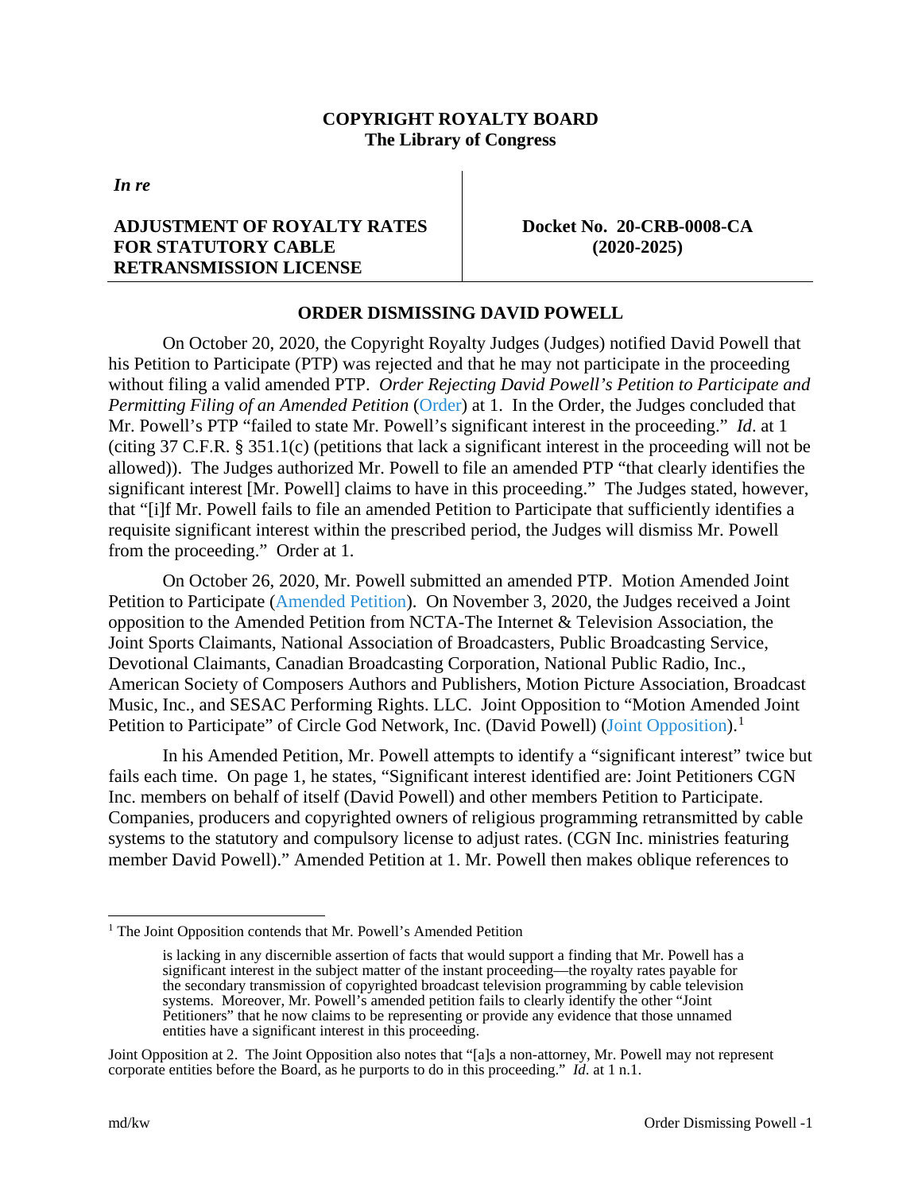**COPYRIGHT ROYALTY BOARD**
**The Library of Congress**

*In re*

**ADJUSTMENT OF ROYALTY RATES FOR STATUTORY CABLE RETRANSMISSION LICENSE**

**Docket No. 20-CRB-0008-CA (2020-2025)**

## ORDER DISMISSING DAVID POWELL

On October 20, 2020, the Copyright Royalty Judges (Judges) notified David Powell that his Petition to Participate (PTP) was rejected and that he may not participate in the proceeding without filing a valid amended PTP. *Order Rejecting David Powell's Petition to Participate and Permitting Filing of an Amended Petition* (Order) at 1. In the Order, the Judges concluded that Mr. Powell's PTP "failed to state Mr. Powell's significant interest in the proceeding." *Id*. at 1 (citing 37 C.F.R. § 351.1(c) (petitions that lack a significant interest in the proceeding will not be allowed)). The Judges authorized Mr. Powell to file an amended PTP "that clearly identifies the significant interest [Mr. Powell] claims to have in this proceeding." The Judges stated, however, that "[i]f Mr. Powell fails to file an amended Petition to Participate that sufficiently identifies a requisite significant interest within the prescribed period, the Judges will dismiss Mr. Powell from the proceeding." Order at 1.

On October 26, 2020, Mr. Powell submitted an amended PTP. Motion Amended Joint Petition to Participate (Amended Petition). On November 3, 2020, the Judges received a Joint opposition to the Amended Petition from NCTA-The Internet & Television Association, the Joint Sports Claimants, National Association of Broadcasters, Public Broadcasting Service, Devotional Claimants, Canadian Broadcasting Corporation, National Public Radio, Inc., American Society of Composers Authors and Publishers, Motion Picture Association, Broadcast Music, Inc., and SESAC Performing Rights. LLC. Joint Opposition to "Motion Amended Joint Petition to Participate" of Circle God Network, Inc. (David Powell) (Joint Opposition).[1]

In his Amended Petition, Mr. Powell attempts to identify a "significant interest" twice but fails each time. On page 1, he states, "Significant interest identified are: Joint Petitioners CGN Inc. members on behalf of itself (David Powell) and other members Petition to Participate. Companies, producers and copyrighted owners of religious programming retransmitted by cable systems to the statutory and compulsory license to adjust rates. (CGN Inc. ministries featuring member David Powell)." Amended Petition at 1. Mr. Powell then makes oblique references to

---

[1] The Joint Opposition contends that Mr. Powell's Amended Petition

> is lacking in any discernible assertion of facts that would support a finding that Mr. Powell has a significant interest in the subject matter of the instant proceeding—the royalty rates payable for the secondary transmission of copyrighted broadcast television programming by cable television systems. Moreover, Mr. Powell's amended petition fails to clearly identify the other "Joint Petitioners" that he now claims to be representing or provide any evidence that those unnamed entities have a significant interest in this proceeding.

Joint Opposition at 2. The Joint Opposition also notes that "[a]s a non-attorney, Mr. Powell may not represent corporate entities before the Board, as he purports to do in this proceeding." *Id*. at 1 n.1.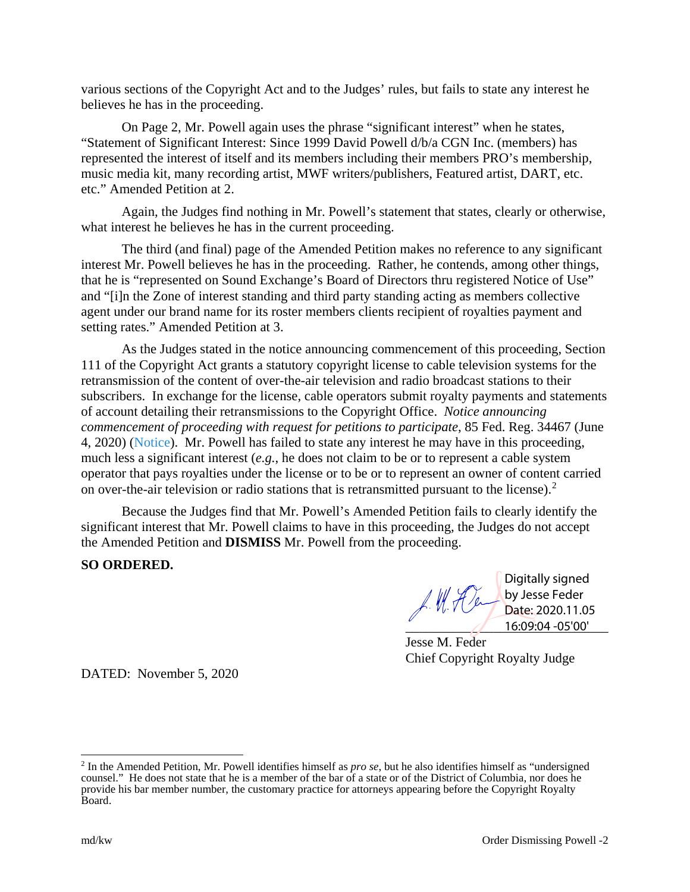various sections of the Copyright Act and to the Judges' rules, but fails to state any interest he believes he has in the proceeding.

On Page 2, Mr. Powell again uses the phrase "significant interest" when he states, "Statement of Significant Interest: Since 1999 David Powell d/b/a CGN Inc. (members) has represented the interest of itself and its members including their members PRO's membership, music media kit, many recording artist, MWF writers/publishers, Featured artist, DART, etc. etc." Amended Petition at 2.

Again, the Judges find nothing in Mr. Powell's statement that states, clearly or otherwise, what interest he believes he has in the current proceeding.

The third (and final) page of the Amended Petition makes no reference to any significant interest Mr. Powell believes he has in the proceeding. Rather, he contends, among other things, that he is "represented on Sound Exchange's Board of Directors thru registered Notice of Use" and "[i]n the Zone of interest standing and third party standing acting as members collective agent under our brand name for its roster members clients recipient of royalties payment and setting rates." Amended Petition at 3.

As the Judges stated in the notice announcing commencement of this proceeding, Section 111 of the Copyright Act grants a statutory copyright license to cable television systems for the retransmission of the content of over-the-air television and radio broadcast stations to their subscribers. In exchange for the license, cable operators submit royalty payments and statements of account detailing their retransmissions to the Copyright Office. *Notice announcing commencement of proceeding with request for petitions to participate*, 85 Fed. Reg. 34467 (June 4, 2020) (Notice). Mr. Powell has failed to state any interest he may have in this proceeding, much less a significant interest (*e.g.*, he does not claim to be or to represent a cable system operator that pays royalties under the license or to be or to represent an owner of content carried on over-the-air television or radio stations that is retransmitted pursuant to the license).[2]

Because the Judges find that Mr. Powell's Amended Petition fails to clearly identify the significant interest that Mr. Powell claims to have in this proceeding, the Judges do not accept the Amended Petition and **DISMISS** Mr. Powell from the proceeding.

**SO ORDERED.**

Digitally signed by Jesse Feder
Date: 2020.11.05 16:09:04 -05'00'

Jesse M. Feder
Chief Copyright Royalty Judge

DATED: November 5, 2020

[2] In the Amended Petition, Mr. Powell identifies himself as *pro se*, but he also identifies himself as "undersigned counsel." He does not state that he is a member of the bar of a state or of the District of Columbia, nor does he provide his bar member number, the customary practice for attorneys appearing before the Copyright Royalty Board.

md/kw